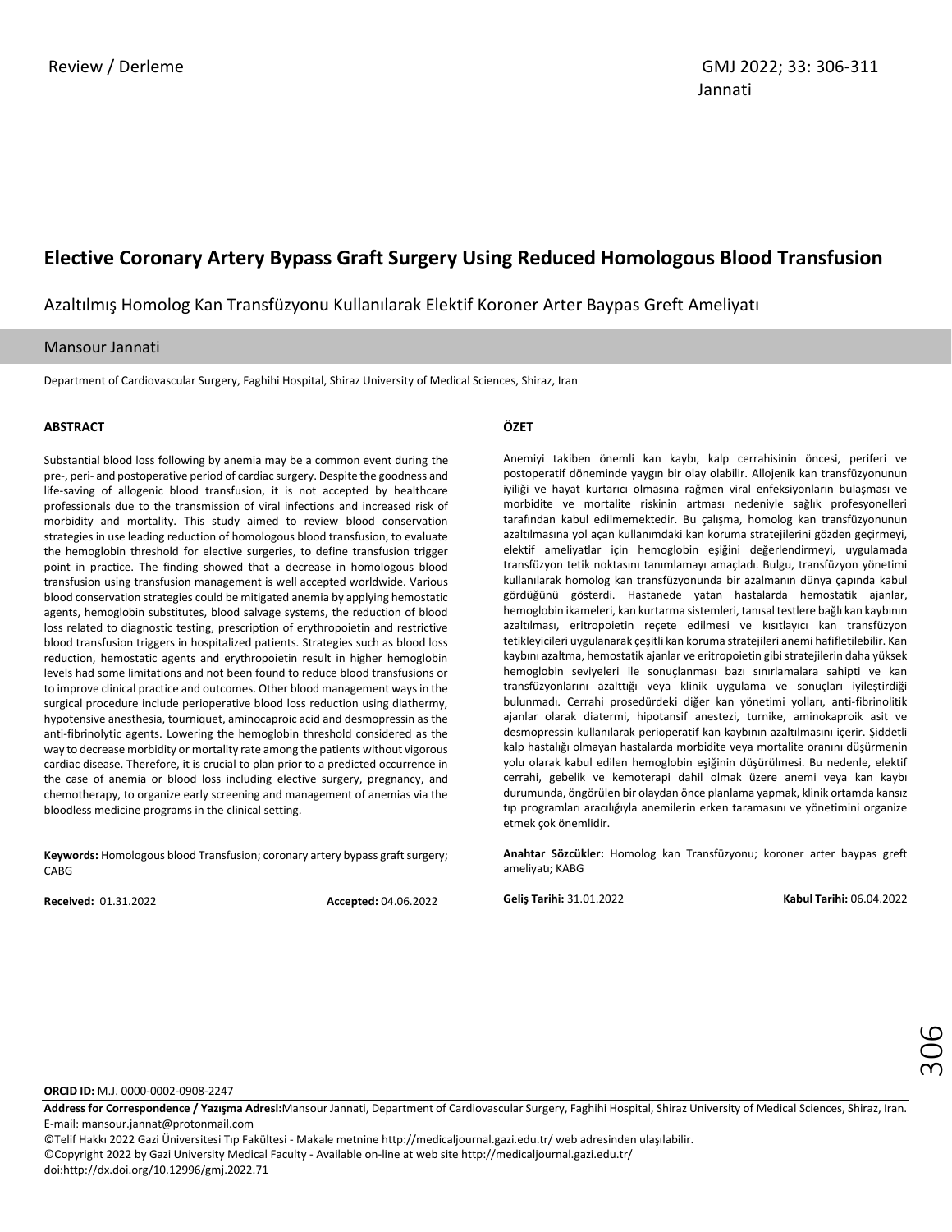Review / Derleme

# Elective Coronary Artery Bypass Graft Surgery Using Reduced Homologous Blood Transfusion

Azaltılmış Homolog Kan Transfüzyonu Kullanılarak Elektif Koroner Arter Baypas Greft Ameliyatı

Mansour Jannati

Department of Cardiovascular Surgery, Faghihi Hospital, Shiraz University of Medical Sciences, Shiraz, Iran

## ABSTRACT

Substantial blood loss following by anemia may be a common event during the pre-, peri- and postoperative period of cardiac surgery. Despite the goodness and life-saving of allogenic blood transfusion, it is not accepted by healthcare professionals due to the transmission of viral infections and increased risk of morbidity and mortality. This study aimed to review blood conservation strategies in use leading reduction of homologous blood transfusion, to evaluate the hemoglobin threshold for elective surgeries, to define transfusion trigger point in practice. The finding showed that a decrease in homologous blood transfusion using transfusion management is well accepted worldwide. Various blood conservation strategies could be mitigated anemia by applying hemostatic agents, hemoglobin substitutes, blood salvage systems, the reduction of blood loss related to diagnostic testing, prescription of erythropoietin and restrictive blood transfusion triggers in hospitalized patients. Strategies such as blood loss reduction, hemostatic agents and erythropoietin result in higher hemoglobin levels had some limitations and not been found to reduce blood transfusions or to improve clinical practice and outcomes. Other blood management ways in the surgical procedure include perioperative blood loss reduction using diathermy, hypotensive anesthesia, tourniquet, aminocaproic acid and desmopressin as the anti-fibrinolytic agents. Lowering the hemoglobin threshold considered as the way to decrease morbidity or mortality rate among the patients without vigorous cardiac disease. Therefore, it is crucial to plan prior to a predicted occurrence in the case of anemia or blood loss including elective surgery, pregnancy, and chemotherapy, to organize early screening and management of anemias via the bloodless medicine programs in the clinical setting.

**Keywords:** Homologous blood Transfusion; coronary artery bypass graft surgery; CABG

**Received:** 01.31.2022 **Accepted:** 04.06.2022

## ÖZET

Anemiyi takiben önemli kan kaybı, kalp cerrahisinin öncesi, periferi ve postoperatif döneminde yaygın bir olay olabilir. Allojenik kan transfüzyonunun iyiliği ve hayat kurtarıcı olmasına rağmen viral enfeksiyonların bulaşması ve morbidite ve mortalite riskinin artması nedeniyle sağlık profesyonelleri tarafından kabul edilmemektedir. Bu çalışma, homolog kan transfüzyonunun azaltılmasına yol açan kullanımdaki kan koruma stratejilerini gözden geçirmeyi, elektif ameliyatlar için hemoglobin eşiğini değerlendirmeyi, uygulamada transfüzyon tetik noktasını tanımlamayı amaçladı. Bulgu, transfüzyon yönetimi kullanılarak homolog kan transfüzyonunda bir azalmanın dünya çapında kabul gördüğünü gösterdi. Hastanede yatan hastalarda hemostatik ajanlar, hemoglobin ikameleri, kan kurtarma sistemleri, tanısal testlere bağlı kan kaybının azaltılması, eritropoietin reçete edilmesi ve kısıtlayıcı kan transfüzyon tetikleyicileri uygulanarak çeşitli kan koruma stratejileri anemi hafifletilebilir. Kan kaybını azaltma, hemostatik ajanlar ve eritropoietin gibi stratejilerin daha yüksek hemoglobin seviyeleri ile sonuçlanması bazı sınırlamalara sahipti ve kan transfüzyonlarını azalttığı veya klinik uygulama ve sonuçları iyileştirdiği bulunmadı. Cerrahi prosedürdeki diğer kan yönetimi yolları, anti-fibrinolitik ajanlar olarak diatermi, hipotansif anestezi, turnike, aminokaproik asit ve desmopressin kullanılarak perioperatif kan kaybının azaltılmasını içerir. Şiddetli kalp hastalığı olmayan hastalarda morbidite veya mortalite oranını düşürmenin yolu olarak kabul edilen hemoglobin eşiğinin düşürülmesi. Bu nedenle, elektif cerrahi, gebelik ve kemoterapi dahil olmak üzere anemi veya kan kaybı durumunda, öngörülen bir olaydan önce planlama yapmak, klinik ortamda kansız tıp programları aracılığıyla anemilerin erken taramasını ve yönetimini organize etmek çok önemlidir.

**Anahtar Sözcükler:** Homolog kan Transfüzyonu; koroner arter baypas greft ameliyatı; KABG

**Geliş Tarihi:** 31.01.2022 **Kabul Tarihi:** 06.04.2022

**ORCID ID:** M.J. 0000-0002-0908-2247

**Address for Correspondence / Yazışma Adresi:** Mansour Jannati, Department of Cardiovascular Surgery, Faghihi Hospital, Shiraz University of Medical Sciences, Shiraz, Iran. E-mail: mansour.jannat@protonmail.com

©Telif Hakkı 2022 Gazi Üniversitesi Tıp Fakültesi - Makale metnine http://medicaljournal.gazi.edu.tr/ web adresinden ulaşılabilir.
©Copyright 2022 by Gazi University Medical Faculty - Available on-line at web site http://medicaljournal.gazi.edu.tr/
doi:http://dx.doi.org/10.12996/gmj.2022.71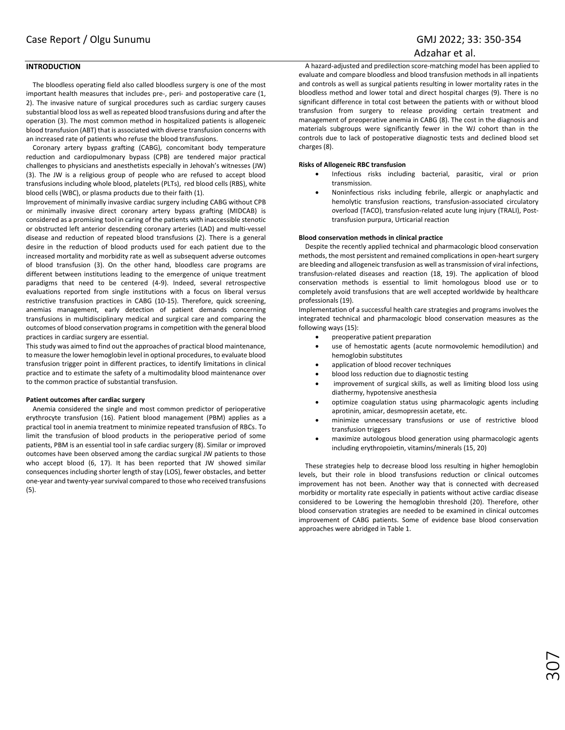## INTRODUCTION

The bloodless operating field also called bloodless surgery is one of the most important health measures that includes pre-, peri- and postoperative care (1, 2). The invasive nature of surgical procedures such as cardiac surgery causes substantial blood loss as well as repeated blood transfusions during and after the operation (3). The most common method in hospitalized patients is allogeneic blood transfusion (ABT) that is associated with diverse transfusion concerns with an increased rate of patients who refuse the blood transfusions.

Coronary artery bypass grafting (CABG), concomitant body temperature reduction and cardiopulmonary bypass (CPB) are tendered major practical challenges to physicians and anesthetists especially in Jehovah's witnesses (JW) (3). The JW is a religious group of people who are refused to accept blood transfusions including whole blood, platelets (PLTs), red blood cells (RBS), white blood cells (WBC), or plasma products due to their faith (1).

Improvement of minimally invasive cardiac surgery including CABG without CPB or minimally invasive direct coronary artery bypass grafting (MIDCAB) is considered as a promising tool in caring of the patients with inaccessible stenotic or obstructed left anterior descending coronary arteries (LAD) and multi-vessel disease and reduction of repeated blood transfusions (2). There is a general desire in the reduction of blood products used for each patient due to the increased mortality and morbidity rate as well as subsequent adverse outcomes of blood transfusion (3). On the other hand, bloodless care programs are different between institutions leading to the emergence of unique treatment paradigms that need to be centered (4-9). Indeed, several retrospective evaluations reported from single institutions with a focus on liberal versus restrictive transfusion practices in CABG (10-15). Therefore, quick screening, anemias management, early detection of patient demands concerning transfusions in multidisciplinary medical and surgical care and comparing the outcomes of blood conservation programs in competition with the general blood practices in cardiac surgery are essential.

This study was aimed to find out the approaches of practical blood maintenance, to measure the lower hemoglobin level in optional procedures, to evaluate blood transfusion trigger point in different practices, to identify limitations in clinical practice and to estimate the safety of a multimodality blood maintenance over to the common practice of substantial transfusion.

### Patient outcomes after cardiac surgery

Anemia considered the single and most common predictor of perioperative erythrocyte transfusion (16). Patient blood management (PBM) applies as a practical tool in anemia treatment to minimize repeated transfusion of RBCs. To limit the transfusion of blood products in the perioperative period of some patients, PBM is an essential tool in safe cardiac surgery (8). Similar or improved outcomes have been observed among the cardiac surgical JW patients to those who accept blood (6, 17). It has been reported that JW showed similar consequences including shorter length of stay (LOS), fewer obstacles, and better one-year and twenty-year survival compared to those who received transfusions (5).

A hazard-adjusted and predilection score-matching model has been applied to evaluate and compare bloodless and blood transfusion methods in all inpatients and controls as well as surgical patients resulting in lower mortality rates in the bloodless method and lower total and direct hospital charges (9). There is no significant difference in total cost between the patients with or without blood transfusion from surgery to release providing certain treatment and management of preoperative anemia in CABG (8). The cost in the diagnosis and materials subgroups were significantly fewer in the WJ cohort than in the controls due to lack of postoperative diagnostic tests and declined blood set charges (8).

### Risks of Allogeneic RBC transfusion

- Infectious risks including bacterial, parasitic, viral or prion transmission.
- Noninfectious risks including febrile, allergic or anaphylactic and hemolytic transfusion reactions, transfusion-associated circulatory overload (TACO), transfusion-related acute lung injury (TRALI), Post-transfusion purpura, Urticarial reaction

### Blood conservation methods in clinical practice

Despite the recently applied technical and pharmacologic blood conservation methods, the most persistent and remained complications in open-heart surgery are bleeding and allogeneic transfusion as well as transmission of viral infections, transfusion-related diseases and reaction (18, 19). The application of blood conservation methods is essential to limit homologous blood use or to completely avoid transfusions that are well accepted worldwide by healthcare professionals (19).

Implementation of a successful health care strategies and programs involves the integrated technical and pharmacologic blood conservation measures as the following ways (15):

- preoperative patient preparation
- use of hemostatic agents (acute normovolemic hemodilution) and hemoglobin substitutes
- application of blood recover techniques
- blood loss reduction due to diagnostic testing
- improvement of surgical skills, as well as limiting blood loss using diathermy, hypotensive anesthesia
- optimize coagulation status using pharmacologic agents including aprotinin, amicar, desmopressin acetate, etc.
- minimize unnecessary transfusions or use of restrictive blood transfusion triggers
- maximize autologous blood generation using pharmacologic agents including erythropoietin, vitamins/minerals (15, 20)

These strategies help to decrease blood loss resulting in higher hemoglobin levels, but their role in blood transfusions reduction or clinical outcomes improvement has not been. Another way that is connected with decreased morbidity or mortality rate especially in patients without active cardiac disease considered to be Lowering the hemoglobin threshold (20). Therefore, other blood conservation strategies are needed to be examined in clinical outcomes improvement of CABG patients. Some of evidence base blood conservation approaches were abridged in Table 1.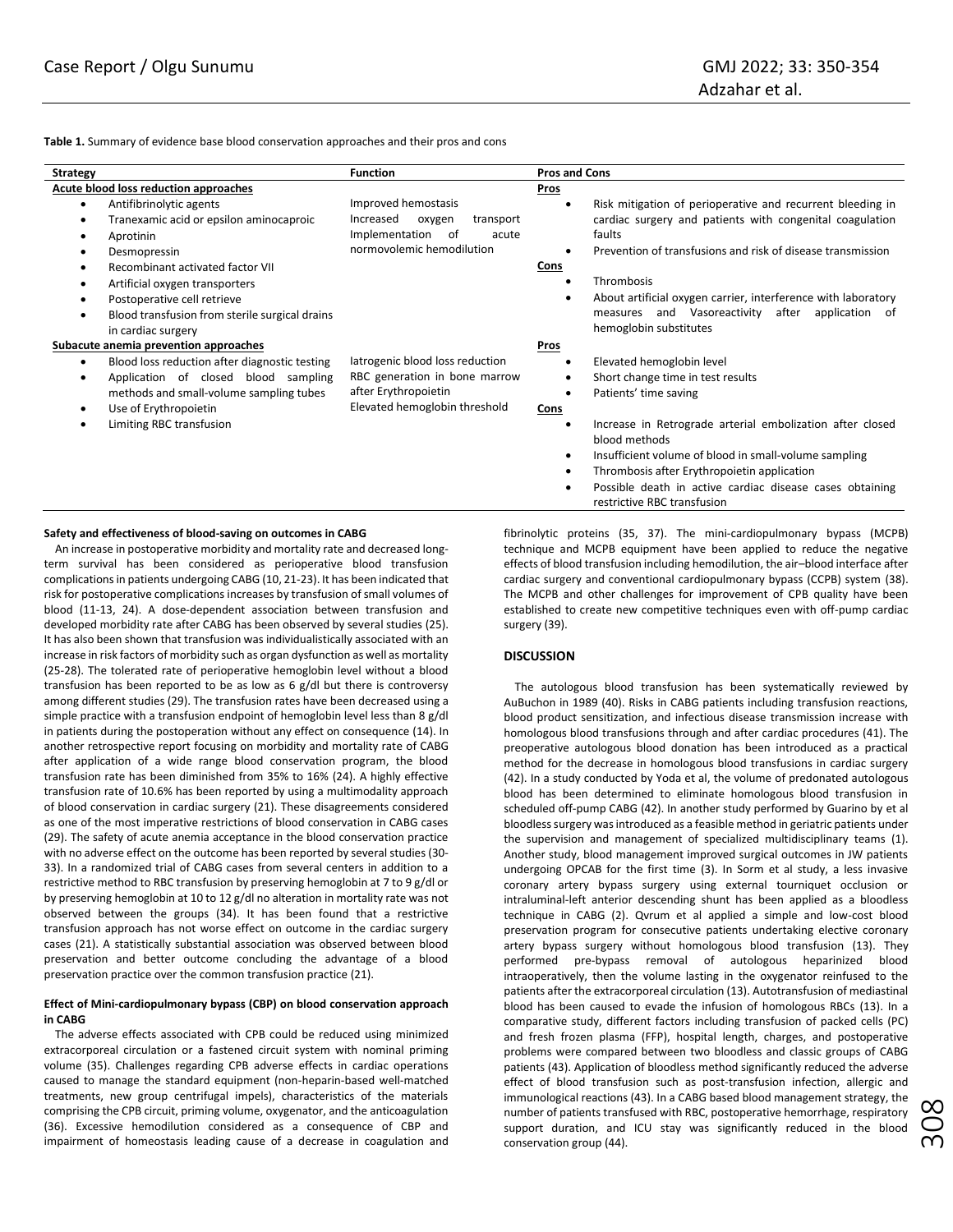**Table 1.** Summary of evidence base blood conservation approaches and their pros and cons

| Strategy | Function | Pros and Cons |
|---|---|---|
| **Acute blood loss reduction approaches** | | **Pros** |
| • Antifibrinolytic agents<br>• Tranexamic acid or epsilon aminocaproic<br>• Aprotinin<br>• Desmopressin<br>• Recombinant activated factor VII<br>• Artificial oxygen transporters<br>• Postoperative cell retrieve<br>• Blood transfusion from sterile surgical drains in cardiac surgery | Improved hemostasis<br>Increased oxygen transport<br>Implementation of acute normovolemic hemodilution | • Risk mitigation of perioperative and recurrent bleeding in cardiac surgery and patients with congenital coagulation faults<br>• Prevention of transfusions and risk of disease transmission<br>**Cons**<br>• Thrombosis<br>• About artificial oxygen carrier, interference with laboratory measures and Vasoreactivity after application of hemoglobin substitutes |
| **Subacute anemia prevention approaches** | | **Pros** |
| • Blood loss reduction after diagnostic testing<br>• Application of closed blood sampling methods and small-volume sampling tubes<br>• Use of Erythropoietin<br>• Limiting RBC transfusion | Iatrogenic blood loss reduction<br>RBC generation in bone marrow after Erythropoietin<br>Elevated hemoglobin threshold | • Elevated hemoglobin level<br>• Short change time in test results<br>• Patients' time saving<br>**Cons**<br>• Increase in Retrograde arterial embolization after closed blood methods<br>• Insufficient volume of blood in small-volume sampling<br>• Thrombosis after Erythropoietin application<br>• Possible death in active cardiac disease cases obtaining restrictive RBC transfusion |

#### Safety and effectiveness of blood-saving on outcomes in CABG

An increase in postoperative morbidity and mortality rate and decreased long-term survival has been considered as perioperative blood transfusion complications in patients undergoing CABG (10, 21-23). It has been indicated that risk for postoperative complications increases by transfusion of small volumes of blood (11-13, 24). A dose-dependent association between transfusion and developed morbidity rate after CABG has been observed by several studies (25). It has also been shown that transfusion was individualistically associated with an increase in risk factors of morbidity such as organ dysfunction as well as mortality (25-28). The tolerated rate of perioperative hemoglobin level without a blood transfusion has been reported to be as low as 6 g/dl but there is controversy among different studies (29). The transfusion rates have been decreased using a simple practice with a transfusion endpoint of hemoglobin level less than 8 g/dl in patients during the postoperation without any effect on consequence (14). In another retrospective report focusing on morbidity and mortality rate of CABG after application of a wide range blood conservation program, the blood transfusion rate has been diminished from 35% to 16% (24). A highly effective transfusion rate of 10.6% has been reported by using a multimodality approach of blood conservation in cardiac surgery (21). These disagreements considered as one of the most imperative restrictions of blood conservation in CABG cases (29). The safety of acute anemia acceptance in the blood conservation practice with no adverse effect on the outcome has been reported by several studies (30-33). In a randomized trial of CABG cases from several centers in addition to a restrictive method to RBC transfusion by preserving hemoglobin at 7 to 9 g/dl or by preserving hemoglobin at 10 to 12 g/dl no alteration in mortality rate was not observed between the groups (34). It has been found that a restrictive transfusion approach has not worse effect on outcome in the cardiac surgery cases (21). A statistically substantial association was observed between blood preservation and better outcome concluding the advantage of a blood preservation practice over the common transfusion practice (21).

#### Effect of Mini-cardiopulmonary bypass (CBP) on blood conservation approach in CABG

The adverse effects associated with CPB could be reduced using minimized extracorporeal circulation or a fastened circuit system with nominal priming volume (35). Challenges regarding CPB adverse effects in cardiac operations caused to manage the standard equipment (non-heparin-based well-matched treatments, new group centrifugal impels), characteristics of the materials comprising the CPB circuit, priming volume, oxygenator, and the anticoagulation (36). Excessive hemodilution considered as a consequence of CBP and impairment of homeostasis leading cause of a decrease in coagulation and fibrinolytic proteins (35, 37). The mini-cardiopulmonary bypass (MCPB) technique and MCPB equipment have been applied to reduce the negative effects of blood transfusion including hemodilution, the air–blood interface after cardiac surgery and conventional cardiopulmonary bypass (CCPB) system (38). The MCPB and other challenges for improvement of CPB quality have been established to create new competitive techniques even with off-pump cardiac surgery (39).

## DISCUSSION

The autologous blood transfusion has been systematically reviewed by AuBuchon in 1989 (40). Risks in CABG patients including transfusion reactions, blood product sensitization, and infectious disease transmission increase with homologous blood transfusions through and after cardiac procedures (41). The preoperative autologous blood donation has been introduced as a practical method for the decrease in homologous blood transfusions in cardiac surgery (42). In a study conducted by Yoda et al, the volume of predonated autologous blood has been determined to eliminate homologous blood transfusion in scheduled off-pump CABG (42). In another study performed by Guarino by et al bloodless surgery was introduced as a feasible method in geriatric patients under the supervision and management of specialized multidisciplinary teams (1). Another study, blood management improved surgical outcomes in JW patients undergoing OPCAB for the first time (3). In Sorm et al study, a less invasive coronary artery bypass surgery using external tourniquet occlusion or intraluminal-left anterior descending shunt has been applied as a bloodless technique in CABG (2). Qvrum et al applied a simple and low-cost blood preservation program for consecutive patients undertaking elective coronary artery bypass surgery without homologous blood transfusion (13). They performed pre-bypass removal of autologous heparinized blood intraoperatively, then the volume lasting in the oxygenator reinfused to the patients after the extracorporeal circulation (13). Autotransfusion of mediastinal blood has been caused to evade the infusion of homologous RBCs (13). In a comparative study, different factors including transfusion of packed cells (PC) and fresh frozen plasma (FFP), hospital length, charges, and postoperative problems were compared between two bloodless and classic groups of CABG patients (43). Application of bloodless method significantly reduced the adverse effect of blood transfusion such as post-transfusion infection, allergic and immunological reactions (43). In a CABG based blood management strategy, the number of patients transfused with RBC, postoperative hemorrhage, respiratory support duration, and ICU stay was significantly reduced in the blood conservation group (44).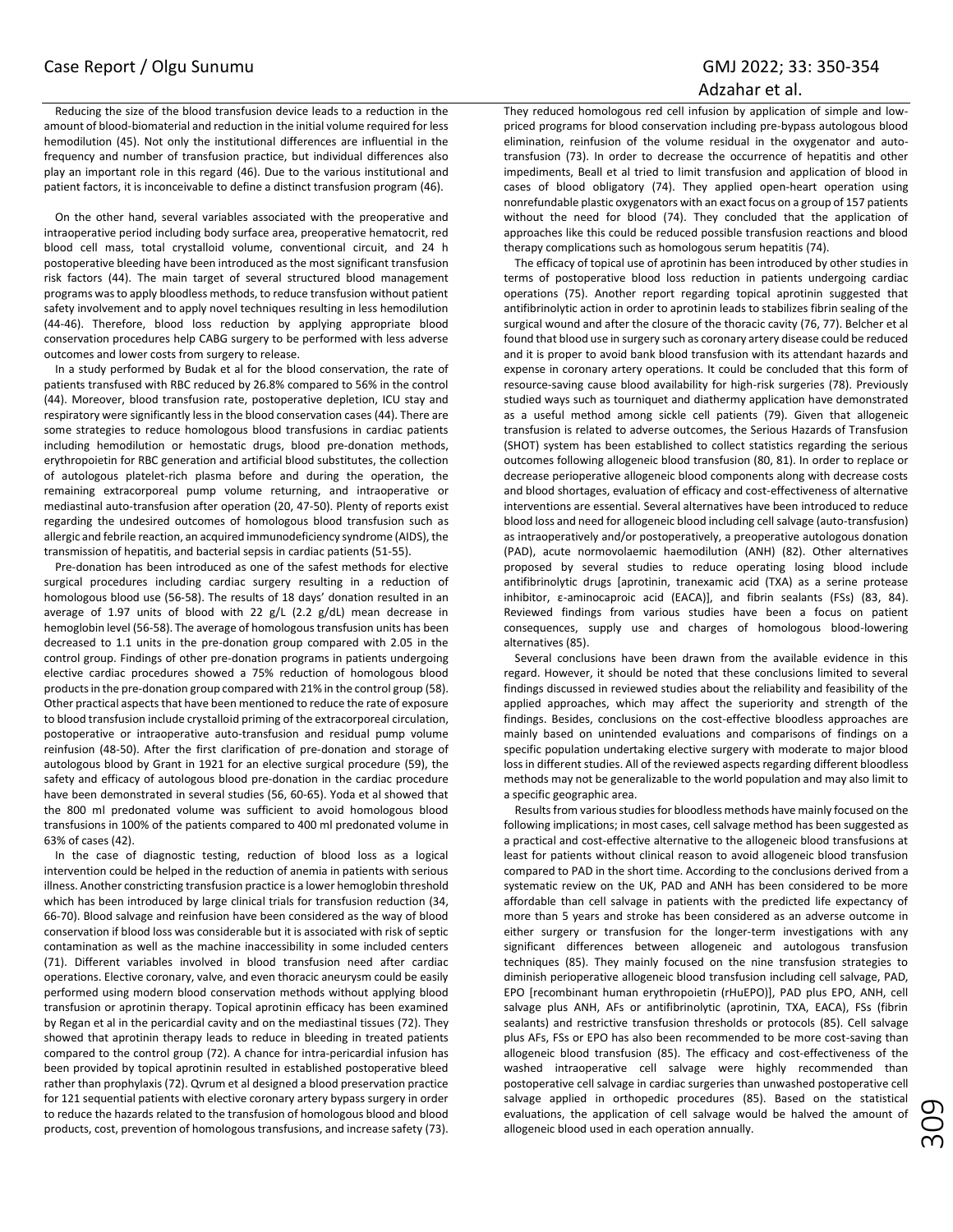Reducing the size of the blood transfusion device leads to a reduction in the amount of blood-biomaterial and reduction in the initial volume required for less hemodilution (45). Not only the institutional differences are influential in the frequency and number of transfusion practice, but individual differences also play an important role in this regard (46). Due to the various institutional and patient factors, it is inconceivable to define a distinct transfusion program (46).

On the other hand, several variables associated with the preoperative and intraoperative period including body surface area, preoperative hematocrit, red blood cell mass, total crystalloid volume, conventional circuit, and 24 h postoperative bleeding have been introduced as the most significant transfusion risk factors (44). The main target of several structured blood management programs was to apply bloodless methods, to reduce transfusion without patient safety involvement and to apply novel techniques resulting in less hemodilution (44-46). Therefore, blood loss reduction by applying appropriate blood conservation procedures help CABG surgery to be performed with less adverse outcomes and lower costs from surgery to release.

In a study performed by Budak et al for the blood conservation, the rate of patients transfused with RBC reduced by 26.8% compared to 56% in the control (44). Moreover, blood transfusion rate, postoperative depletion, ICU stay and respiratory were significantly less in the blood conservation cases (44). There are some strategies to reduce homologous blood transfusions in cardiac patients including hemodilution or hemostatic drugs, blood pre-donation methods, erythropoietin for RBC generation and artificial blood substitutes, the collection of autologous platelet-rich plasma before and during the operation, the remaining extracorporeal pump volume returning, and intraoperative or mediastinal auto-transfusion after operation (20, 47-50). Plenty of reports exist regarding the undesired outcomes of homologous blood transfusion such as allergic and febrile reaction, an acquired immunodeficiency syndrome (AIDS), the transmission of hepatitis, and bacterial sepsis in cardiac patients (51-55).

Pre-donation has been introduced as one of the safest methods for elective surgical procedures including cardiac surgery resulting in a reduction of homologous blood use (56-58). The results of 18 days' donation resulted in an average of 1.97 units of blood with 22 g/L (2.2 g/dL) mean decrease in hemoglobin level (56-58). The average of homologous transfusion units has been decreased to 1.1 units in the pre-donation group compared with 2.05 in the control group. Findings of other pre-donation programs in patients undergoing elective cardiac procedures showed a 75% reduction of homologous blood products in the pre-donation group compared with 21% in the control group (58). Other practical aspects that have been mentioned to reduce the rate of exposure to blood transfusion include crystalloid priming of the extracorporeal circulation, postoperative or intraoperative auto-transfusion and residual pump volume reinfusion (48-50). After the first clarification of pre-donation and storage of autologous blood by Grant in 1921 for an elective surgical procedure (59), the safety and efficacy of autologous blood pre-donation in the cardiac procedure have been demonstrated in several studies (56, 60-65). Yoda et al showed that the 800 ml predonated volume was sufficient to avoid homologous blood transfusions in 100% of the patients compared to 400 ml predonated volume in 63% of cases (42).

In the case of diagnostic testing, reduction of blood loss as a logical intervention could be helped in the reduction of anemia in patients with serious illness. Another constricting transfusion practice is a lower hemoglobin threshold which has been introduced by large clinical trials for transfusion reduction (34, 66-70). Blood salvage and reinfusion have been considered as the way of blood conservation if blood loss was considerable but it is associated with risk of septic contamination as well as the machine inaccessibility in some included centers (71). Different variables involved in blood transfusion need after cardiac operations. Elective coronary, valve, and even thoracic aneurysm could be easily performed using modern blood conservation methods without applying blood transfusion or aprotinin therapy. Topical aprotinin efficacy has been examined by Regan et al in the pericardial cavity and on the mediastinal tissues (72). They showed that aprotinin therapy leads to reduce in bleeding in treated patients compared to the control group (72). A chance for intra-pericardial infusion has been provided by topical aprotinin resulted in established postoperative bleed rather than prophylaxis (72). Qvrum et al designed a blood preservation practice for 121 sequential patients with elective coronary artery bypass surgery in order to reduce the hazards related to the transfusion of homologous blood and blood products, cost, prevention of homologous transfusions, and increase safety (73). They reduced homologous red cell infusion by application of simple and low-priced programs for blood conservation including pre-bypass autologous blood elimination, reinfusion of the volume residual in the oxygenator and auto-transfusion (73). In order to decrease the occurrence of hepatitis and other impediments, Beall et al tried to limit transfusion and application of blood in cases of blood obligatory (74). They applied open-heart operation using nonrefundable plastic oxygenators with an exact focus on a group of 157 patients without the need for blood (74). They concluded that the application of approaches like this could be reduced possible transfusion reactions and blood therapy complications such as homologous serum hepatitis (74).

The efficacy of topical use of aprotinin has been introduced by other studies in terms of postoperative blood loss reduction in patients undergoing cardiac operations (75). Another report regarding topical aprotinin suggested that antifibrinolytic action in order to aprotinin leads to stabilizes fibrin sealing of the surgical wound and after the closure of the thoracic cavity (76, 77). Belcher et al found that blood use in surgery such as coronary artery disease could be reduced and it is proper to avoid bank blood transfusion with its attendant hazards and expense in coronary artery operations. It could be concluded that this form of resource-saving cause blood availability for high-risk surgeries (78). Previously studied ways such as tourniquet and diathermy application have demonstrated as a useful method among sickle cell patients (79). Given that allogeneic transfusion is related to adverse outcomes, the Serious Hazards of Transfusion (SHOT) system has been established to collect statistics regarding the serious outcomes following allogeneic blood transfusion (80, 81). In order to replace or decrease perioperative allogeneic blood components along with decrease costs and blood shortages, evaluation of efficacy and cost-effectiveness of alternative interventions are essential. Several alternatives have been introduced to reduce blood loss and need for allogeneic blood including cell salvage (auto-transfusion) as intraoperatively and/or postoperatively, a preoperative autologous donation (PAD), acute normovolaemic haemodilution (ANH) (82). Other alternatives proposed by several studies to reduce operating losing blood include antifibrinolytic drugs [aprotinin, tranexamic acid (TXA) as a serine protease inhibitor, ε-aminocaproic acid (EACA)], and fibrin sealants (FSs) (83, 84). Reviewed findings from various studies have been a focus on patient consequences, supply use and charges of homologous blood-lowering alternatives (85).

Several conclusions have been drawn from the available evidence in this regard. However, it should be noted that these conclusions limited to several findings discussed in reviewed studies about the reliability and feasibility of the applied approaches, which may affect the superiority and strength of the findings. Besides, conclusions on the cost-effective bloodless approaches are mainly based on unintended evaluations and comparisons of findings on a specific population undertaking elective surgery with moderate to major blood loss in different studies. All of the reviewed aspects regarding different bloodless methods may not be generalizable to the world population and may also limit to a specific geographic area.

Results from various studies for bloodless methods have mainly focused on the following implications; in most cases, cell salvage method has been suggested as a practical and cost-effective alternative to the allogeneic blood transfusions at least for patients without clinical reason to avoid allogeneic blood transfusion compared to PAD in the short time. According to the conclusions derived from a systematic review on the UK, PAD and ANH has been considered to be more affordable than cell salvage in patients with the predicted life expectancy of more than 5 years and stroke has been considered as an adverse outcome in either surgery or transfusion for the longer-term investigations with any significant differences between allogeneic and autologous transfusion techniques (85). They mainly focused on the nine transfusion strategies to diminish perioperative allogeneic blood transfusion including cell salvage, PAD, EPO [recombinant human erythropoietin (rHuEPO)], PAD plus EPO, ANH, cell salvage plus ANH, AFs or antifibrinolytic (aprotinin, TXA, EACA), FSs (fibrin sealants) and restrictive transfusion thresholds or protocols (85). Cell salvage plus AFs, FSs or EPO has also been recommended to be more cost-saving than allogeneic blood transfusion (85). The efficacy and cost-effectiveness of the washed intraoperative cell salvage were highly recommended than postoperative cell salvage in cardiac surgeries than unwashed postoperative cell salvage applied in orthopedic procedures (85). Based on the statistical evaluations, the application of cell salvage would be halved the amount of allogeneic blood used in each operation annually.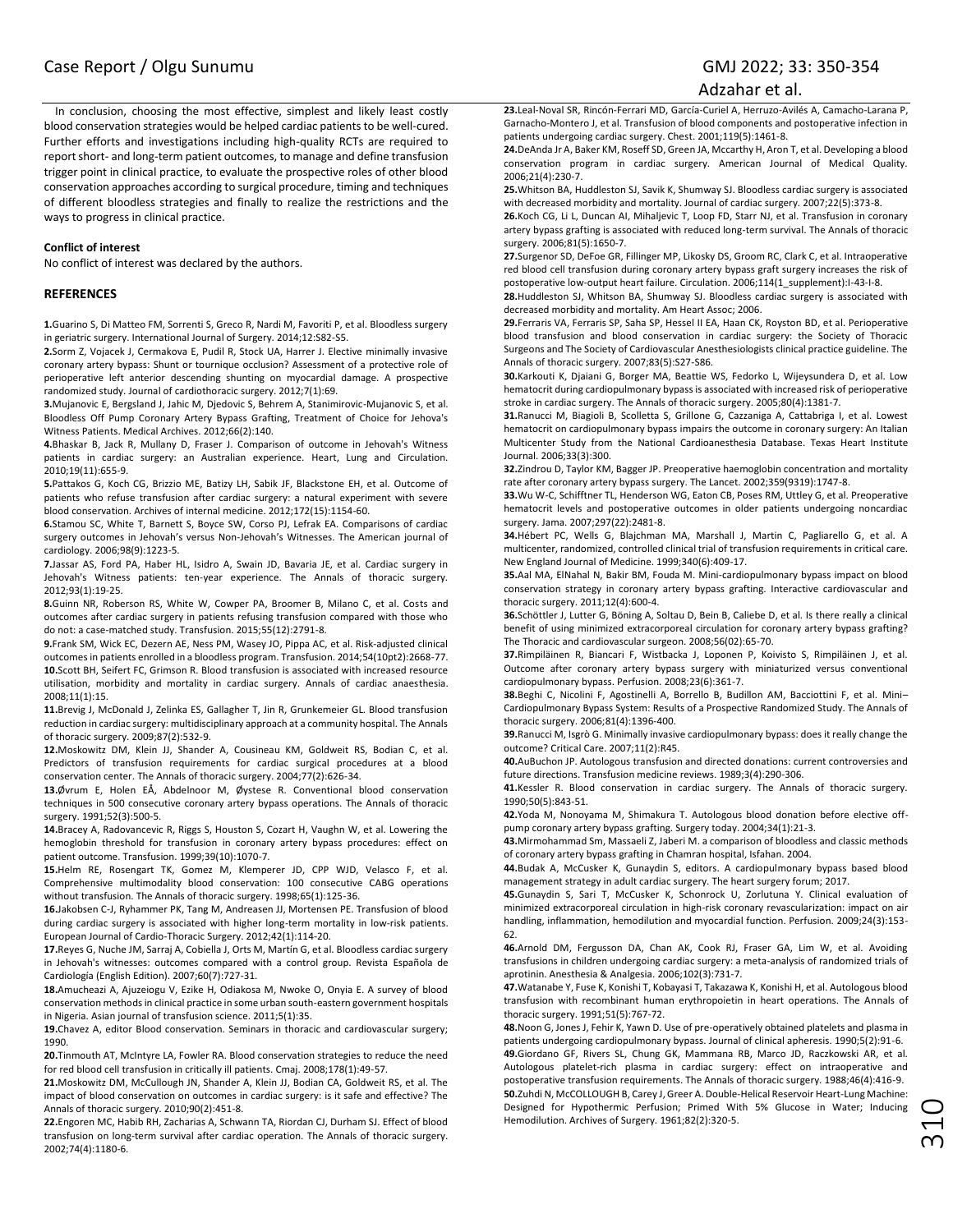In conclusion, choosing the most effective, simplest and likely least costly blood conservation strategies would be helped cardiac patients to be well-cured. Further efforts and investigations including high-quality RCTs are required to report short- and long-term patient outcomes, to manage and define transfusion trigger point in clinical practice, to evaluate the prospective roles of other blood conservation approaches according to surgical procedure, timing and techniques of different bloodless strategies and finally to realize the restrictions and the ways to progress in clinical practice.

**Conflict of interest**

No conflict of interest was declared by the authors.

## REFERENCES

**1.** Guarino S, Di Matteo FM, Sorrenti S, Greco R, Nardi M, Favoriti P, et al. Bloodless surgery in geriatric surgery. International Journal of Surgery. 2014;12:S82-S5.

**2.** Sorm Z, Vojacek J, Cermakova E, Pudil R, Stock UA, Harrer J. Elective minimally invasive coronary artery bypass: Shunt or tournique occlusion? Assessment of a protective role of perioperative left anterior descending shunting on myocardial damage. A prospective randomized study. Journal of cardiothoracic surgery. 2012;7(1):69.

**3.** Mujanovic E, Bergsland J, Jahic M, Djedovic S, Behrem A, Stanimirovic-Mujanovic S, et al. Bloodless Off Pump Coronary Artery Bypass Grafting, Treatment of Choice for Jehova's Witness Patients. Medical Archives. 2012;66(2):140.

**4.** Bhaskar B, Jack R, Mullany D, Fraser J. Comparison of outcome in Jehovah's Witness patients in cardiac surgery: an Australian experience. Heart, Lung and Circulation. 2010;19(11):655-9.

**5.** Pattakos G, Koch CG, Brizzio ME, Batizy LH, Sabik JF, Blackstone EH, et al. Outcome of patients who refuse transfusion after cardiac surgery: a natural experiment with severe blood conservation. Archives of internal medicine. 2012;172(15):1154-60.

**6.** Stamou SC, White T, Barnett S, Boyce SW, Corso PJ, Lefrak EA. Comparisons of cardiac surgery outcomes in Jehovah's versus Non-Jehovah's Witnesses. The American journal of cardiology. 2006;98(9):1223-5.

**7.** Jassar AS, Ford PA, Haber HL, Isidro A, Swain JD, Bavaria JE, et al. Cardiac surgery in Jehovah's Witness patients: ten-year experience. The Annals of thoracic surgery. 2012;93(1):19-25.

**8.** Guinn NR, Roberson RS, White W, Cowper PA, Broomer B, Milano C, et al. Costs and outcomes after cardiac surgery in patients refusing transfusion compared with those who do not: a case-matched study. Transfusion. 2015;55(12):2791-8.

**9.** Frank SM, Wick EC, Dezern AE, Ness PM, Wasey JO, Pippa AC, et al. Risk-adjusted clinical outcomes in patients enrolled in a bloodless program. Transfusion. 2014;54(10pt2):2668-77.

**10.** Scott BH, Seifert FC, Grimson R. Blood transfusion is associated with increased resource utilisation, morbidity and mortality in cardiac surgery. Annals of cardiac anaesthesia. 2008;11(1):15.

**11.** Brevig J, McDonald J, Zelinka ES, Gallagher T, Jin R, Grunkemeier GL. Blood transfusion reduction in cardiac surgery: multidisciplinary approach at a community hospital. The Annals of thoracic surgery. 2009;87(2):532-9.

**12.** Moskowitz DM, Klein JJ, Shander A, Cousineau KM, Goldweit RS, Bodian C, et al. Predictors of transfusion requirements for cardiac surgical procedures at a blood conservation center. The Annals of thoracic surgery. 2004;77(2):626-34.

**13.** Øvrum E, Holen EÅ, Abdelnoor M, Øystese R. Conventional blood conservation techniques in 500 consecutive coronary artery bypass operations. The Annals of thoracic surgery. 1991;52(3):500-5.

**14.** Bracey A, Radovancevic R, Riggs S, Houston S, Cozart H, Vaughn W, et al. Lowering the hemoglobin threshold for transfusion in coronary artery bypass procedures: effect on patient outcome. Transfusion. 1999;39(10):1070-7.

**15.** Helm RE, Rosengart TK, Gomez M, Klemperer JD, CPP WJD, Velasco F, et al. Comprehensive multimodality blood conservation: 100 consecutive CABG operations without transfusion. The Annals of thoracic surgery. 1998;65(1):125-36.

**16.** Jakobsen C-J, Ryhammer PK, Tang M, Andreasen JJ, Mortensen PE. Transfusion of blood during cardiac surgery is associated with higher long-term mortality in low-risk patients. European Journal of Cardio-Thoracic Surgery. 2012;42(1):114-20.

**17.** Reyes G, Nuche JM, Sarraj A, Cobiella J, Orts M, Martín G, et al. Bloodless cardiac surgery in Jehovah's witnesses: outcomes compared with a control group. Revista Española de Cardiología (English Edition). 2007;60(7):727-31.

**18.** Amucheazi A, Ajuzeiogu V, Ezike H, Odiakosa M, Nwoke O, Onyia E. A survey of blood conservation methods in clinical practice in some urban south-eastern government hospitals in Nigeria. Asian journal of transfusion science. 2011;5(1):35.

**19.** Chavez A, editor Blood conservation. Seminars in thoracic and cardiovascular surgery; 1990.

**20.** Tinmouth AT, McIntyre LA, Fowler RA. Blood conservation strategies to reduce the need for red blood cell transfusion in critically ill patients. Cmaj. 2008;178(1):49-57.

**21.** Moskowitz DM, McCullough JN, Shander A, Klein JJ, Bodian CA, Goldweit RS, et al. The impact of blood conservation on outcomes in cardiac surgery: is it safe and effective? The Annals of thoracic surgery. 2010;90(2):451-8.

**22.** Engoren MC, Habib RH, Zacharias A, Schwann TA, Riordan CJ, Durham SJ. Effect of blood transfusion on long-term survival after cardiac operation. The Annals of thoracic surgery. 2002;74(4):1180-6.

**23.** Leal-Noval SR, Rincón-Ferrari MD, García-Curiel A, Herruzo-Avilés A, Camacho-Larana P, Garnacho-Montero J, et al. Transfusion of blood components and postoperative infection in patients undergoing cardiac surgery. Chest. 2001;119(5):1461-8.

**24.** DeAnda Jr A, Baker KM, Roseff SD, Green JA, Mccarthy H, Aron T, et al. Developing a blood conservation program in cardiac surgery. American Journal of Medical Quality. 2006;21(4):230-7.

**25.** Whitson BA, Huddleston SJ, Savik K, Shumway SJ. Bloodless cardiac surgery is associated with decreased morbidity and mortality. Journal of cardiac surgery. 2007;22(5):373-8.

**26.** Koch CG, Li L, Duncan AI, Mihaljevic T, Loop FD, Starr NJ, et al. Transfusion in coronary artery bypass grafting is associated with reduced long-term survival. The Annals of thoracic surgery. 2006;81(5):1650-7.

**27.** Surgenor SD, DeFoe GR, Fillinger MP, Likosky DS, Groom RC, Clark C, et al. Intraoperative red blood cell transfusion during coronary artery bypass graft surgery increases the risk of postoperative low-output heart failure. Circulation. 2006;114(1_supplement):I-43-I-8.

**28.** Huddleston SJ, Whitson BA, Shumway SJ. Bloodless cardiac surgery is associated with decreased morbidity and mortality. Am Heart Assoc; 2006.

**29.** Ferraris VA, Ferraris SP, Saha SP, Hessel II EA, Haan CK, Royston BD, et al. Perioperative blood transfusion and blood conservation in cardiac surgery: the Society of Thoracic Surgeons and The Society of Cardiovascular Anesthesiologists clinical practice guideline. The Annals of thoracic surgery. 2007;83(5):S27-S86.

**30.** Karkouti K, Djaiani G, Borger MA, Beattie WS, Fedorko L, Wijeysundera D, et al. Low hematocrit during cardiopulmonary bypass is associated with increased risk of perioperative stroke in cardiac surgery. The Annals of thoracic surgery. 2005;80(4):1381-7.

**31.** Ranucci M, Biagioli B, Scolletta S, Grillone G, Cazzaniga A, Cattabriga I, et al. Lowest hematocrit on cardiopulmonary bypass impairs the outcome in coronary surgery: An Italian Multicenter Study from the National Cardioanesthesia Database. Texas Heart Institute Journal. 2006;33(3):300.

**32.** Zindrou D, Taylor KM, Bagger JP. Preoperative haemoglobin concentration and mortality rate after coronary artery bypass surgery. The Lancet. 2002;359(9319):1747-8.

**33.** Wu W-C, Schifftner TL, Henderson WG, Eaton CB, Poses RM, Uttley G, et al. Preoperative hematocrit levels and postoperative outcomes in older patients undergoing noncardiac surgery. Jama. 2007;297(22):2481-8.

**34.** Hébert PC, Wells G, Blajchman MA, Marshall J, Martin C, Pagliarello G, et al. A multicenter, randomized, controlled clinical trial of transfusion requirements in critical care. New England Journal of Medicine. 1999;340(6):409-17.

**35.** Aal MA, ElNahal N, Bakir BM, Fouda M. Mini-cardiopulmonary bypass impact on blood conservation strategy in coronary artery bypass grafting. Interactive cardiovascular and thoracic surgery. 2011;12(4):600-4.

**36.** Schöttler J, Lutter G, Böning A, Soltau D, Bein B, Caliebe D, et al. Is there really a clinical benefit of using minimized extracorporeal circulation for coronary artery bypass grafting? The Thoracic and cardiovascular surgeon. 2008;56(02):65-70.

**37.** Rimpiläinen R, Biancari F, Wistbacka J, Loponen P, Koivisto S, Rimpiläinen J, et al. Outcome after coronary artery bypass surgery with miniaturized versus conventional cardiopulmonary bypass. Perfusion. 2008;23(6):361-7.

**38.** Beghi C, Nicolini F, Agostinelli A, Borrello B, Budillon AM, Bacciottini F, et al. Mini–Cardiopulmonary Bypass System: Results of a Prospective Randomized Study. The Annals of thoracic surgery. 2006;81(4):1396-400.

**39.** Ranucci M, Isgrò G. Minimally invasive cardiopulmonary bypass: does it really change the outcome? Critical Care. 2007;11(2):R45.

**40.** AuBuchon JP. Autologous transfusion and directed donations: current controversies and future directions. Transfusion medicine reviews. 1989;3(4):290-306.

**41.** Kessler R. Blood conservation in cardiac surgery. The Annals of thoracic surgery. 1990;50(5):843-51.

**42.** Yoda M, Nonoyama M, Shimakura T. Autologous blood donation before elective off-pump coronary artery bypass grafting. Surgery today. 2004;34(1):21-3.

**43.** Mirmohammad Sm, Massaeli Z, Jaberi M. a comparison of bloodless and classic methods of coronary artery bypass grafting in Chamran hospital, Isfahan. 2004.

**44.** Budak A, McCusker K, Gunaydin S, editors. A cardiopulmonary bypass based blood management strategy in adult cardiac surgery. The heart surgery forum; 2017.

**45.** Gunaydin S, Sari T, McCusker K, Schonrock U, Zorlutuna Y. Clinical evaluation of minimized extracorporeal circulation in high-risk coronary revascularization: impact on air handling, inflammation, hemodilution and myocardial function. Perfusion. 2009;24(3):153-62.

**46.** Arnold DM, Fergusson DA, Chan AK, Cook RJ, Fraser GA, Lim W, et al. Avoiding transfusions in children undergoing cardiac surgery: a meta-analysis of randomized trials of aprotinin. Anesthesia & Analgesia. 2006;102(3):731-7.

**47.** Watanabe Y, Fuse K, Konishi T, Kobayashi T, Takazawa K, Konishi H, et al. Autologous blood transfusion with recombinant human erythropoietin in heart operations. The Annals of thoracic surgery. 1991;51(5):767-72.

**48.** Noon G, Jones J, Fehir K, Yawn D. Use of pre-operatively obtained platelets and plasma in patients undergoing cardiopulmonary bypass. Journal of clinical apheresis. 1990;5(2):91-6.

**49.** Giordano GF, Rivers SL, Chung GK, Mammana RB, Marco JD, Raczkowski AR, et al. Autologous platelet-rich plasma in cardiac surgery: effect on intraoperative and postoperative transfusion requirements. The Annals of thoracic surgery. 1988;46(4):416-9.

**50.** Zuhdi N, McCOLLOUGH B, Carey J, Greer A. Double-Helical Reservoir Heart-Lung Machine: Designed for Hypothermic Perfusion; Primed With 5% Glucose in Water; Inducing Hemodilution. Archives of Surgery. 1961;82(2):320-5.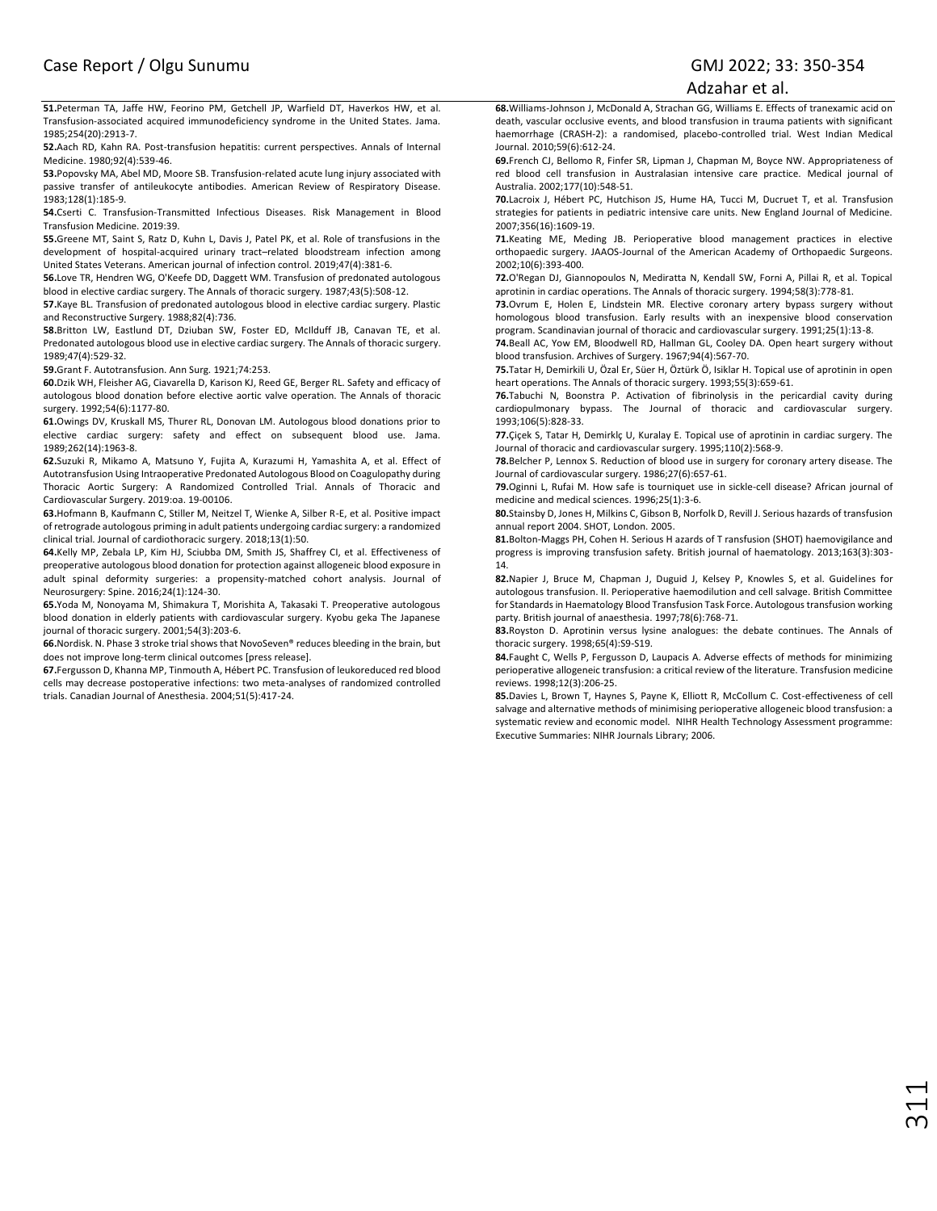**51.** Peterman TA, Jaffe HW, Feorino PM, Getchell JP, Warfield DT, Haverkos HW, et al. Transfusion-associated acquired immunodeficiency syndrome in the United States. Jama. 1985;254(20):2913-7.

**52.** Aach RD, Kahn RA. Post-transfusion hepatitis: current perspectives. Annals of Internal Medicine. 1980;92(4):539-46.

**53.** Popovsky MA, Abel MD, Moore SB. Transfusion-related acute lung injury associated with passive transfer of antileukocyte antibodies. American Review of Respiratory Disease. 1983;128(1):185-9.

**54.** Cserti C. Transfusion-Transmitted Infectious Diseases. Risk Management in Blood Transfusion Medicine. 2019:39.

**55.** Greene MT, Saint S, Ratz D, Kuhn L, Davis J, Patel PK, et al. Role of transfusions in the development of hospital-acquired urinary tract–related bloodstream infection among United States Veterans. American journal of infection control. 2019;47(4):381-6.

**56.** Love TR, Hendren WG, O'Keefe DD, Daggett WM. Transfusion of predonated autologous blood in elective cardiac surgery. The Annals of thoracic surgery. 1987;43(5):508-12.

**57.** Kaye BL. Transfusion of predonated autologous blood in elective cardiac surgery. Plastic and Reconstructive Surgery. 1988;82(4):736.

**58.** Britton LW, Eastlund DT, Dziuban SW, Foster ED, McIlduff JB, Canavan TE, et al. Predonated autologous blood use in elective cardiac surgery. The Annals of thoracic surgery. 1989;47(4):529-32.

**59.** Grant F. Autotransfusion. Ann Surg. 1921;74:253.

**60.** Dzik WH, Fleisher AG, Ciavarella D, Karison KJ, Reed GE, Berger RL. Safety and efficacy of autologous blood donation before elective aortic valve operation. The Annals of thoracic surgery. 1992;54(6):1177-80.

**61.** Owings DV, Kruskall MS, Thurer RL, Donovan LM. Autologous blood donations prior to elective cardiac surgery: safety and effect on subsequent blood use. Jama. 1989;262(14):1963-8.

**62.** Suzuki R, Mikamo A, Matsuno Y, Fujita A, Kurazumi H, Yamashita A, et al. Effect of Autotransfusion Using Intraoperative Predonated Autologous Blood on Coagulopathy during Thoracic Aortic Surgery: A Randomized Controlled Trial. Annals of Thoracic and Cardiovascular Surgery. 2019:oa. 19-00106.

**63.** Hofmann B, Kaufmann C, Stiller M, Neitzel T, Wienke A, Silber R-E, et al. Positive impact of retrograde autologous priming in adult patients undergoing cardiac surgery: a randomized clinical trial. Journal of cardiothoracic surgery. 2018;13(1):50.

**64.** Kelly MP, Zebala LP, Kim HJ, Sciubba DM, Smith JS, Shaffrey CI, et al. Effectiveness of preoperative autologous blood donation for protection against allogeneic blood exposure in adult spinal deformity surgeries: a propensity-matched cohort analysis. Journal of Neurosurgery: Spine. 2016;24(1):124-30.

**65.** Yoda M, Nonoyama M, Shimakura T, Morishita A, Takasaki T. Preoperative autologous blood donation in elderly patients with cardiovascular surgery. Kyobu geka The Japanese journal of thoracic surgery. 2001;54(3):203-6.

**66.** Nordisk. N. Phase 3 stroke trial shows that NovoSeven® reduces bleeding in the brain, but does not improve long-term clinical outcomes [press release].

**67.** Fergusson D, Khanna MP, Tinmouth A, Hébert PC. Transfusion of leukoreduced red blood cells may decrease postoperative infections: two meta-analyses of randomized controlled trials. Canadian Journal of Anesthesia. 2004;51(5):417-24.

**68.** Williams-Johnson J, McDonald A, Strachan GG, Williams E. Effects of tranexamic acid on death, vascular occlusive events, and blood transfusion in trauma patients with significant haemorrhage (CRASH-2): a randomised, placebo-controlled trial. West Indian Medical Journal. 2010;59(6):612-24.

**69.** French CJ, Bellomo R, Finfer SR, Lipman J, Chapman M, Boyce NW. Appropriateness of red blood cell transfusion in Australasian intensive care practice. Medical journal of Australia. 2002;177(10):548-51.

**70.** Lacroix J, Hébert PC, Hutchison JS, Hume HA, Tucci M, Ducruet T, et al. Transfusion strategies for patients in pediatric intensive care units. New England Journal of Medicine. 2007;356(16):1609-19.

**71.** Keating ME, Meding JB. Perioperative blood management practices in elective orthopaedic surgery. JAAOS-Journal of the American Academy of Orthopaedic Surgeons. 2002;10(6):393-400.

**72.** O'Regan DJ, Giannopoulos N, Mediratta N, Kendall SW, Forni A, Pillai R, et al. Topical aprotinin in cardiac operations. The Annals of thoracic surgery. 1994;58(3):778-81.

**73.** Ovrum E, Holen E, Lindstein MR. Elective coronary artery bypass surgery without homologous blood transfusion. Early results with an inexpensive blood conservation program. Scandinavian journal of thoracic and cardiovascular surgery. 1991;25(1):13-8.

**74.** Beall AC, Yow EM, Bloodwell RD, Hallman GL, Cooley DA. Open heart surgery without blood transfusion. Archives of Surgery. 1967;94(4):567-70.

**75.** Tatar H, Demirkili U, Özal Er, Süer H, Öztürk Ö, Isiklar H. Topical use of aprotinin in open heart operations. The Annals of thoracic surgery. 1993;55(3):659-61.

**76.** Tabuchi N, Boonstra P. Activation of fibrinolysis in the pericardial cavity during cardiopulmonary bypass. The Journal of thoracic and cardiovascular surgery. 1993;106(5):828-33.

**77.** Çiçek S, Tatar H, Demirklç U, Kuralay E. Topical use of aprotinin in cardiac surgery. The Journal of thoracic and cardiovascular surgery. 1995;110(2):568-9.

**78.** Belcher P, Lennox S. Reduction of blood use in surgery for coronary artery disease. The Journal of cardiovascular surgery. 1986;27(6):657-61.

**79.** Oginni L, Rufai M. How safe is tourniquet use in sickle-cell disease? African journal of medicine and medical sciences. 1996;25(1):3-6.

**80.** Stainsby D, Jones H, Milkins C, Gibson B, Norfolk D, Revill J. Serious hazards of transfusion annual report 2004. SHOT, London. 2005.

**81.** Bolton-Maggs PH, Cohen H. Serious H azards of T ransfusion (SHOT) haemovigilance and progress is improving transfusion safety. British journal of haematology. 2013;163(3):303-14.

**82.** Napier J, Bruce M, Chapman J, Duguid J, Kelsey P, Knowles S, et al. Guidelines for autologous transfusion. II. Perioperative haemodilution and cell salvage. British Committee for Standards in Haematology Blood Transfusion Task Force. Autologous transfusion working party. British journal of anaesthesia. 1997;78(6):768-71.

**83.** Royston D. Aprotinin versus lysine analogues: the debate continues. The Annals of thoracic surgery. 1998;65(4):S9-S19.

**84.** Faught C, Wells P, Fergusson D, Laupacis A. Adverse effects of methods for minimizing perioperative allogeneic transfusion: a critical review of the literature. Transfusion medicine reviews. 1998;12(3):206-25.

**85.** Davies L, Brown T, Haynes S, Payne K, Elliott R, McCollum C. Cost-effectiveness of cell salvage and alternative methods of minimising perioperative allogeneic blood transfusion: a systematic review and economic model. NIHR Health Technology Assessment programme: Executive Summaries: NIHR Journals Library; 2006.